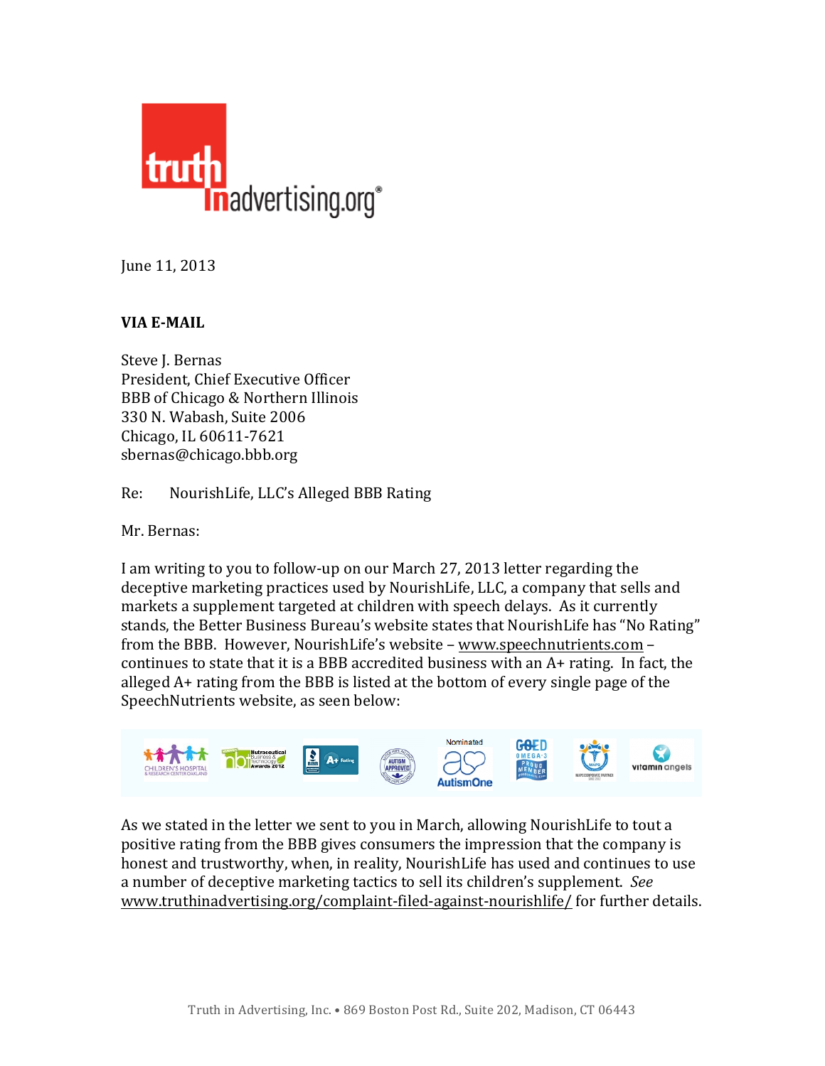June 11, 2013

**VIA E-MAIL**

Steve J. Bernas
President, Chief Executive Officer
BBB of Chicago & Northern Illinois
330 N. Wabash, Suite 2006
Chicago, IL 60611-7621
sbernas@chicago.bbb.org

Re: NourishLife, LLC's Alleged BBB Rating

Mr. Bernas:

I am writing to you to follow-up on our March 27, 2013 letter regarding the deceptive marketing practices used by NourishLife, LLC, a company that sells and markets a supplement targeted at children with speech delays. As it currently stands, the Better Business Bureau's website states that NourishLife has "No Rating" from the BBB. However, NourishLife's website – www.speechnutrients.com – continues to state that it is a BBB accredited business with an A+ rating. In fact, the alleged A+ rating from the BBB is listed at the bottom of every single page of the SpeechNutrients website, as seen below:

As we stated in the letter we sent to you in March, allowing NourishLife to tout a positive rating from the BBB gives consumers the impression that the company is honest and trustworthy, when, in reality, NourishLife has used and continues to use a number of deceptive marketing tactics to sell its children's supplement. *See* www.truthinadvertising.org/complaint-filed-against-nourishlife/ for further details.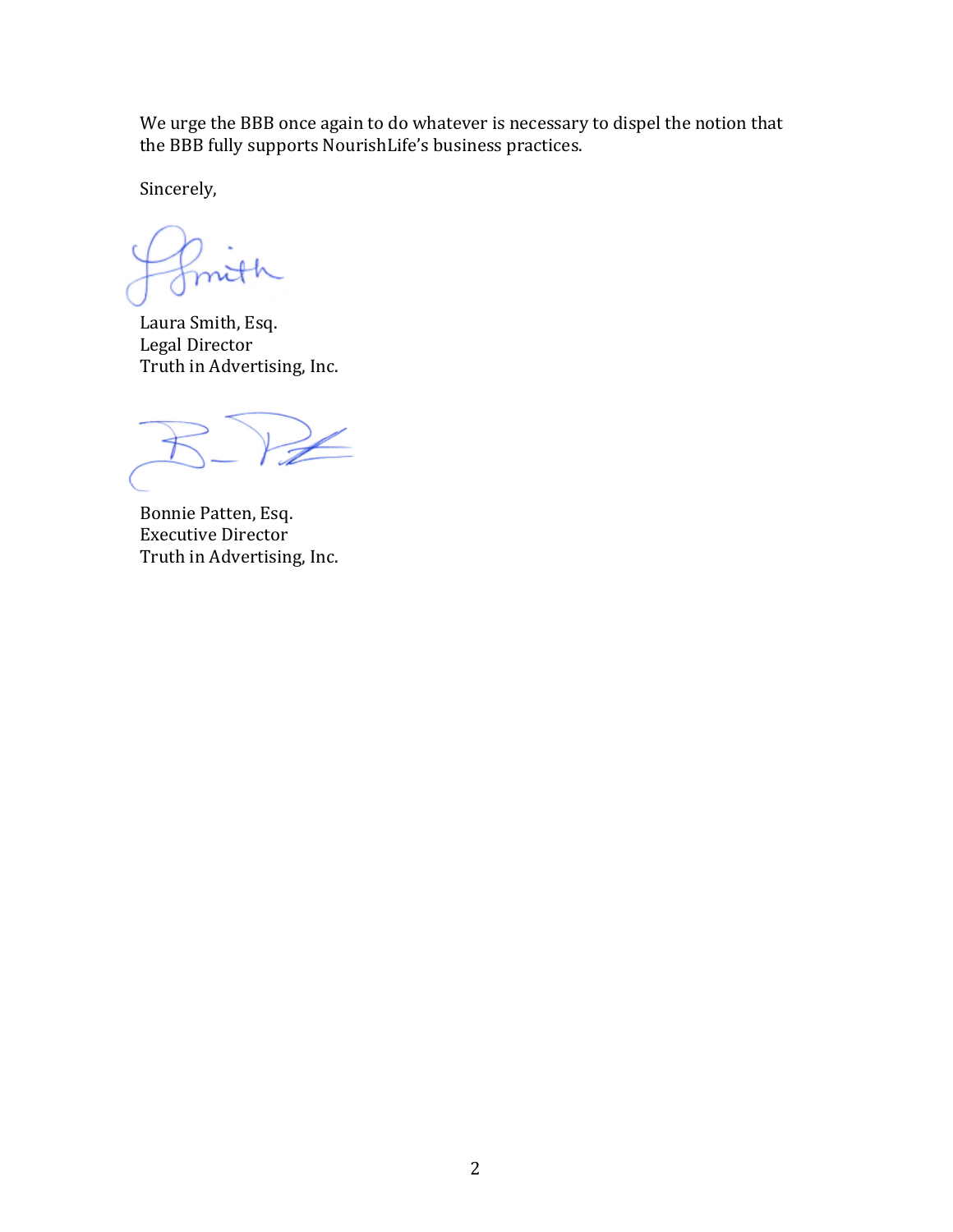We urge the BBB once again to do whatever is necessary to dispel the notion that the BBB fully supports NourishLife's business practices.

Sincerely,

Laura Smith, Esq.
Legal Director
Truth in Advertising, Inc.

Bonnie Patten, Esq.
Executive Director
Truth in Advertising, Inc.